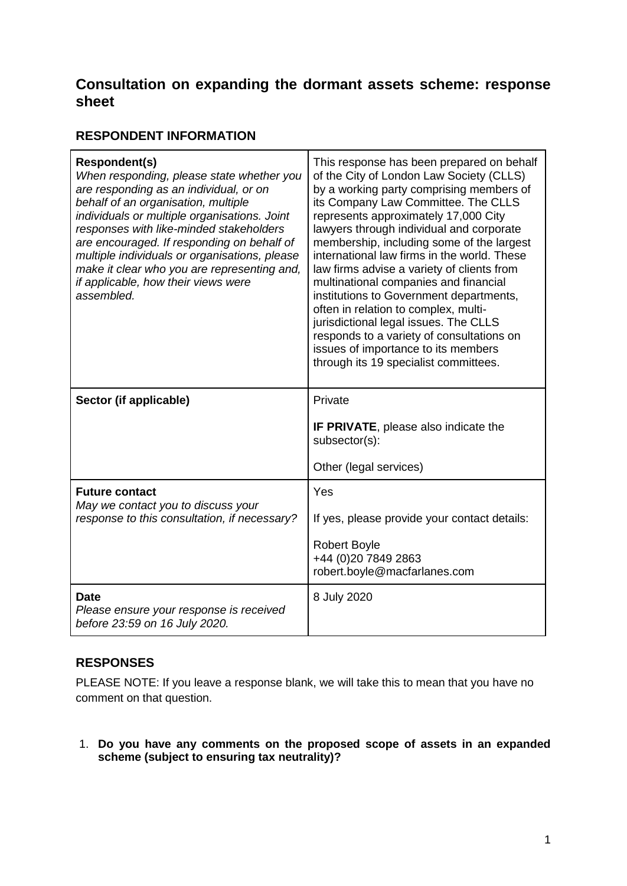## Consultation on expanding the dormant assets scheme: response sheet

### RESPONDENT INFORMATION

| | |
|---|---|
| **Respondent(s)**<br>*When responding, please state whether you are responding as an individual, or on behalf of an organisation, multiple individuals or multiple organisations. Joint responses with like-minded stakeholders are encouraged. If responding on behalf of multiple individuals or organisations, please make it clear who you are representing and, if applicable, how their views were assembled.* | This response has been prepared on behalf of the City of London Law Society (CLLS) by a working party comprising members of its Company Law Committee. The CLLS represents approximately 17,000 City lawyers through individual and corporate membership, including some of the largest international law firms in the world. These law firms advise a variety of clients from multinational companies and financial institutions to Government departments, often in relation to complex, multi-jurisdictional legal issues. The CLLS responds to a variety of consultations on issues of importance to its members through its 19 specialist committees. |
| **Sector (if applicable)** | Private<br><br>**IF PRIVATE**, please also indicate the subsector(s):<br><br>Other (legal services) |
| **Future contact**<br>*May we contact you to discuss your response to this consultation, if necessary?* | Yes<br><br>If yes, please provide your contact details:<br><br>Robert Boyle<br>+44 (0)20 7849 2863<br>robert.boyle@macfarlanes.com |
| **Date**<br>*Please ensure your response is received before 23:59 on 16 July 2020.* | 8 July 2020 |

### RESPONSES

PLEASE NOTE: If you leave a response blank, we will take this to mean that you have no comment on that question.

1. **Do you have any comments on the proposed scope of assets in an expanded scheme (subject to ensuring tax neutrality)?**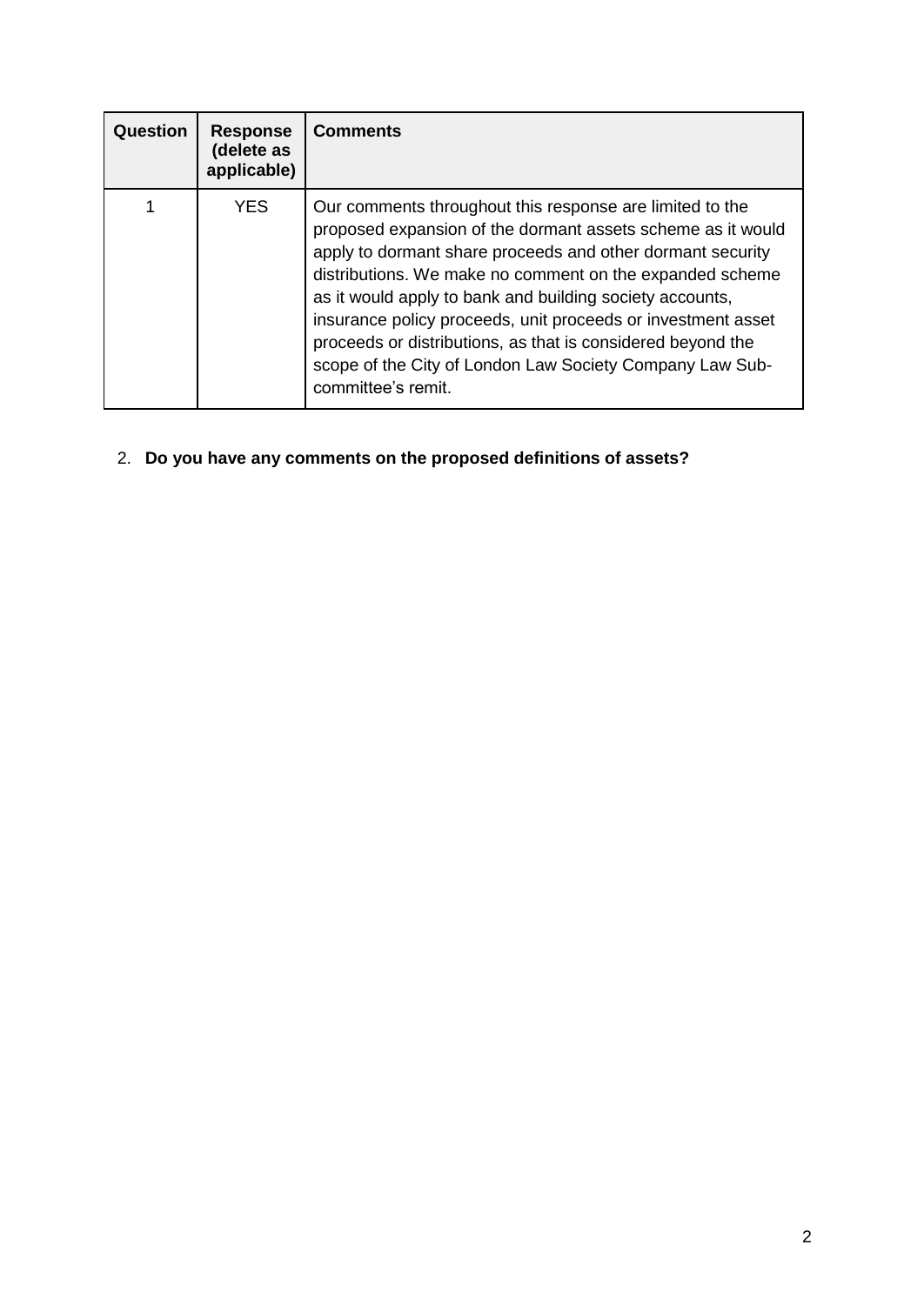| Question | Response (delete as applicable) | Comments |
| --- | --- | --- |
| 1 | YES | Our comments throughout this response are limited to the proposed expansion of the dormant assets scheme as it would apply to dormant share proceeds and other dormant security distributions. We make no comment on the expanded scheme as it would apply to bank and building society accounts, insurance policy proceeds, unit proceeds or investment asset proceeds or distributions, as that is considered beyond the scope of the City of London Law Society Company Law Sub-committee's remit. |

2. **Do you have any comments on the proposed definitions of assets?**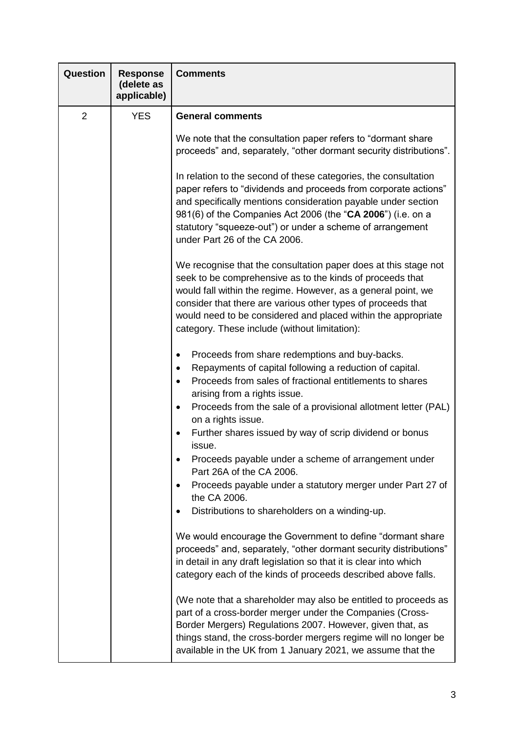| Question | Response (delete as applicable) | Comments |
|---|---|---|
| 2 | YES | **General comments**<br><br>We note that the consultation paper refers to "dormant share proceeds" and, separately, "other dormant security distributions".<br><br>In relation to the second of these categories, the consultation paper refers to "dividends and proceeds from corporate actions" and specifically mentions consideration payable under section 981(6) of the Companies Act 2006 (the "**CA 2006**") (i.e. on a statutory "squeeze-out") or under a scheme of arrangement under Part 26 of the CA 2006.<br><br>We recognise that the consultation paper does at this stage not seek to be comprehensive as to the kinds of proceeds that would fall within the regime. However, as a general point, we consider that there are various other types of proceeds that would need to be considered and placed within the appropriate category. These include (without limitation):<br><br>• Proceeds from share redemptions and buy-backs.<br>• Repayments of capital following a reduction of capital.<br>• Proceeds from sales of fractional entitlements to shares arising from a rights issue.<br>• Proceeds from the sale of a provisional allotment letter (PAL) on a rights issue.<br>• Further shares issued by way of scrip dividend or bonus issue.<br>• Proceeds payable under a scheme of arrangement under Part 26A of the CA 2006.<br>• Proceeds payable under a statutory merger under Part 27 of the CA 2006.<br>• Distributions to shareholders on a winding-up.<br><br>We would encourage the Government to define "dormant share proceeds" and, separately, "other dormant security distributions" in detail in any draft legislation so that it is clear into which category each of the kinds of proceeds described above falls.<br><br>(We note that a shareholder may also be entitled to proceeds as part of a cross-border merger under the Companies (Cross-Border Mergers) Regulations 2007. However, given that, as things stand, the cross-border mergers regime will no longer be available in the UK from 1 January 2021, we assume that the |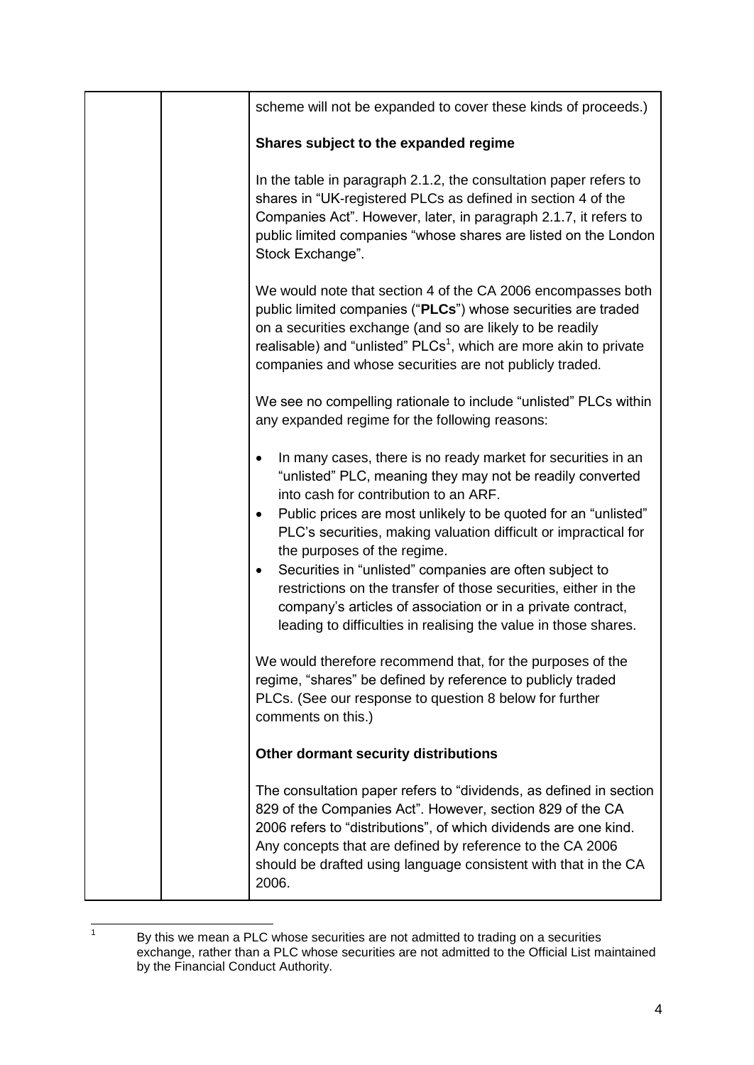scheme will not be expanded to cover these kinds of proceeds.)

**Shares subject to the expanded regime**

In the table in paragraph 2.1.2, the consultation paper refers to shares in "UK-registered PLCs as defined in section 4 of the Companies Act". However, later, in paragraph 2.1.7, it refers to public limited companies "whose shares are listed on the London Stock Exchange".

We would note that section 4 of the CA 2006 encompasses both public limited companies ("**PLCs**") whose securities are traded on a securities exchange (and so are likely to be readily realisable) and "unlisted" PLCs[1], which are more akin to private companies and whose securities are not publicly traded.

We see no compelling rationale to include "unlisted" PLCs within any expanded regime for the following reasons:

- In many cases, there is no ready market for securities in an "unlisted" PLC, meaning they may not be readily converted into cash for contribution to an ARF.
- Public prices are most unlikely to be quoted for an "unlisted" PLC's securities, making valuation difficult or impractical for the purposes of the regime.
- Securities in "unlisted" companies are often subject to restrictions on the transfer of those securities, either in the company's articles of association or in a private contract, leading to difficulties in realising the value in those shares.

We would therefore recommend that, for the purposes of the regime, "shares" be defined by reference to publicly traded PLCs. (See our response to question 8 below for further comments on this.)

**Other dormant security distributions**

The consultation paper refers to "dividends, as defined in section 829 of the Companies Act". However, section 829 of the CA 2006 refers to "distributions", of which dividends are one kind. Any concepts that are defined by reference to the CA 2006 should be drafted using language consistent with that in the CA 2006.

---

[1] By this we mean a PLC whose securities are not admitted to trading on a securities exchange, rather than a PLC whose securities are not admitted to the Official List maintained by the Financial Conduct Authority.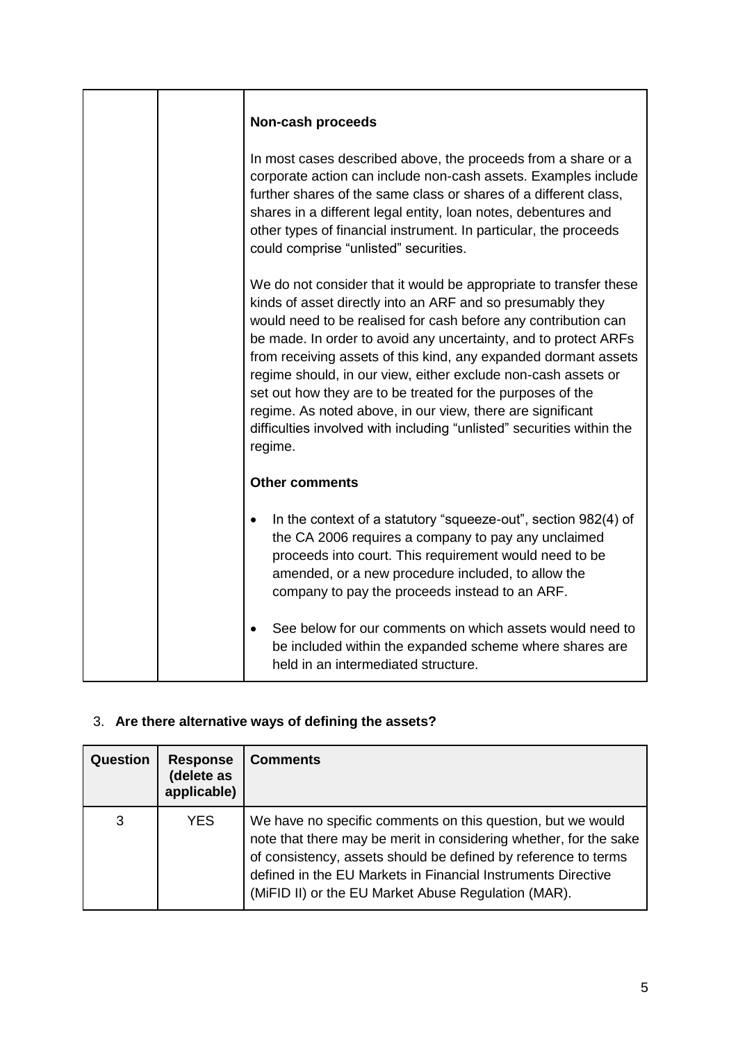| | | **Non-cash proceeds**<br><br>In most cases described above, the proceeds from a share or a corporate action can include non-cash assets. Examples include further shares of the same class or shares of a different class, shares in a different legal entity, loan notes, debentures and other types of financial instrument. In particular, the proceeds could comprise "unlisted" securities.<br><br>We do not consider that it would be appropriate to transfer these kinds of asset directly into an ARF and so presumably they would need to be realised for cash before any contribution can be made. In order to avoid any uncertainty, and to protect ARFs from receiving assets of this kind, any expanded dormant assets regime should, in our view, either exclude non-cash assets or set out how they are to be treated for the purposes of the regime. As noted above, in our view, there are significant difficulties involved with including "unlisted" securities within the regime.<br><br>**Other comments**<br><br>• In the context of a statutory "squeeze-out", section 982(4) of the CA 2006 requires a company to pay any unclaimed proceeds into court. This requirement would need to be amended, or a new procedure included, to allow the company to pay the proceeds instead to an ARF.<br><br>• See below for our comments on which assets would need to be included within the expanded scheme where shares are held in an intermediated structure. |
|---|---|---|

3. **Are there alternative ways of defining the assets?**

| Question | Response (delete as applicable) | Comments |
|---|---|---|
| 3 | YES | We have no specific comments on this question, but we would note that there may be merit in considering whether, for the sake of consistency, assets should be defined by reference to terms defined in the EU Markets in Financial Instruments Directive (MiFID II) or the EU Market Abuse Regulation (MAR). |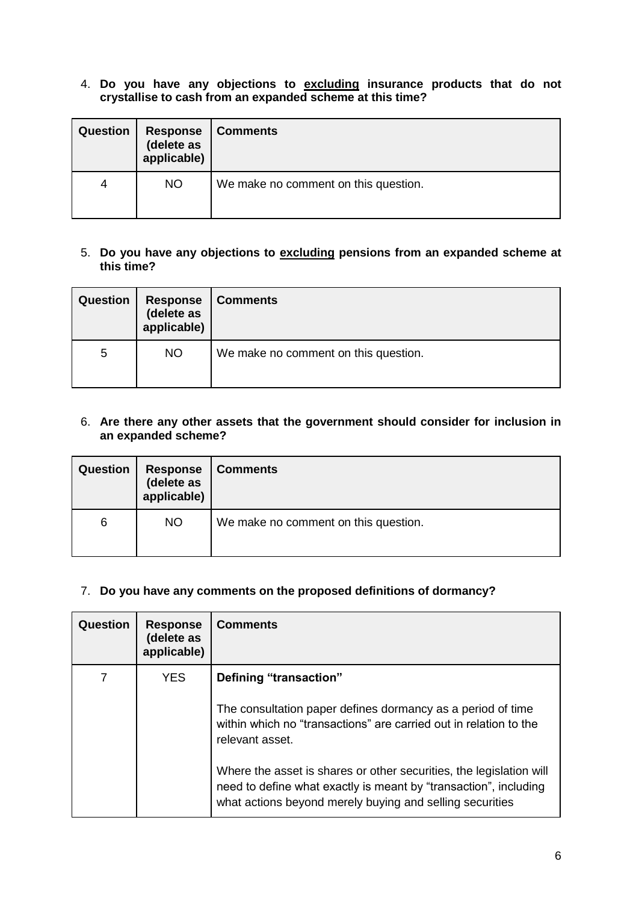4. **Do you have any objections to <u>excluding</u> insurance products that do not crystallise to cash from an expanded scheme at this time?**

| Question | Response (delete as applicable) | Comments |
| --- | --- | --- |
| 4 | NO | We make no comment on this question. |

5. **Do you have any objections to <u>excluding</u> pensions from an expanded scheme at this time?**

| Question | Response (delete as applicable) | Comments |
| --- | --- | --- |
| 5 | NO | We make no comment on this question. |

6. **Are there any other assets that the government should consider for inclusion in an expanded scheme?**

| Question | Response (delete as applicable) | Comments |
| --- | --- | --- |
| 6 | NO | We make no comment on this question. |

7. **Do you have any comments on the proposed definitions of dormancy?**

| Question | Response (delete as applicable) | Comments |
| --- | --- | --- |
| 7 | YES | **Defining "transaction"**<br><br>The consultation paper defines dormancy as a period of time within which no "transactions" are carried out in relation to the relevant asset.<br><br>Where the asset is shares or other securities, the legislation will need to define what exactly is meant by "transaction", including what actions beyond merely buying and selling securities |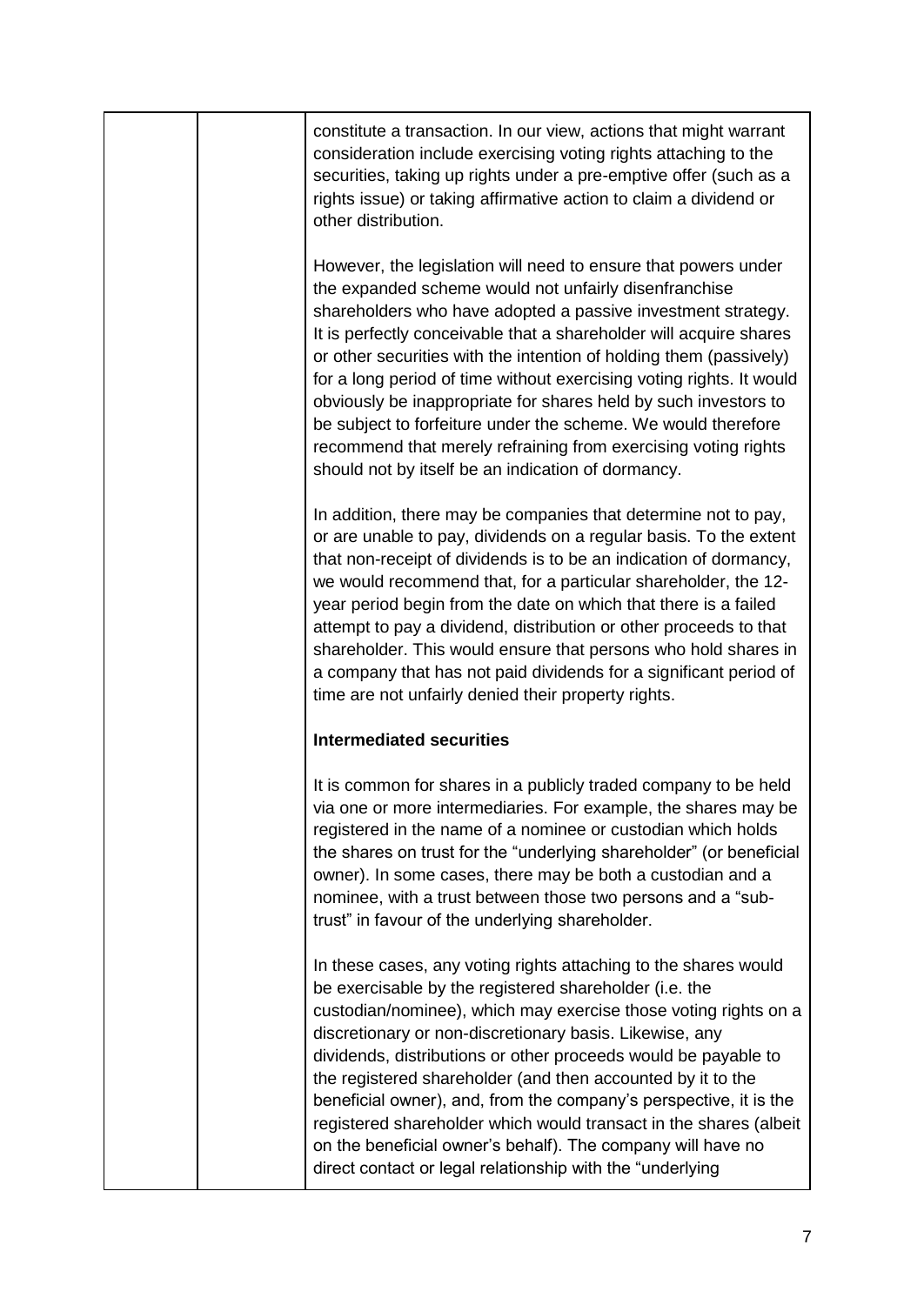| | | constitute a transaction. In our view, actions that might warrant consideration include exercising voting rights attaching to the securities, taking up rights under a pre-emptive offer (such as a rights issue) or taking affirmative action to claim a dividend or other distribution.<br><br>However, the legislation will need to ensure that powers under the expanded scheme would not unfairly disenfranchise shareholders who have adopted a passive investment strategy. It is perfectly conceivable that a shareholder will acquire shares or other securities with the intention of holding them (passively) for a long period of time without exercising voting rights. It would obviously be inappropriate for shares held by such investors to be subject to forfeiture under the scheme. We would therefore recommend that merely refraining from exercising voting rights should not by itself be an indication of dormancy.<br><br>In addition, there may be companies that determine not to pay, or are unable to pay, dividends on a regular basis. To the extent that non-receipt of dividends is to be an indication of dormancy, we would recommend that, for a particular shareholder, the 12-year period begin from the date on which that there is a failed attempt to pay a dividend, distribution or other proceeds to that shareholder. This would ensure that persons who hold shares in a company that has not paid dividends for a significant period of time are not unfairly denied their property rights.<br><br>**Intermediated securities**<br><br>It is common for shares in a publicly traded company to be held via one or more intermediaries. For example, the shares may be registered in the name of a nominee or custodian which holds the shares on trust for the "underlying shareholder" (or beneficial owner). In some cases, there may be both a custodian and a nominee, with a trust between those two persons and a "sub-trust" in favour of the underlying shareholder.<br><br>In these cases, any voting rights attaching to the shares would be exercisable by the registered shareholder (i.e. the custodian/nominee), which may exercise those voting rights on a discretionary or non-discretionary basis. Likewise, any dividends, distributions or other proceeds would be payable to the registered shareholder (and then accounted by it to the beneficial owner), and, from the company's perspective, it is the registered shareholder which would transact in the shares (albeit on the beneficial owner's behalf). The company will have no direct contact or legal relationship with the "underlying |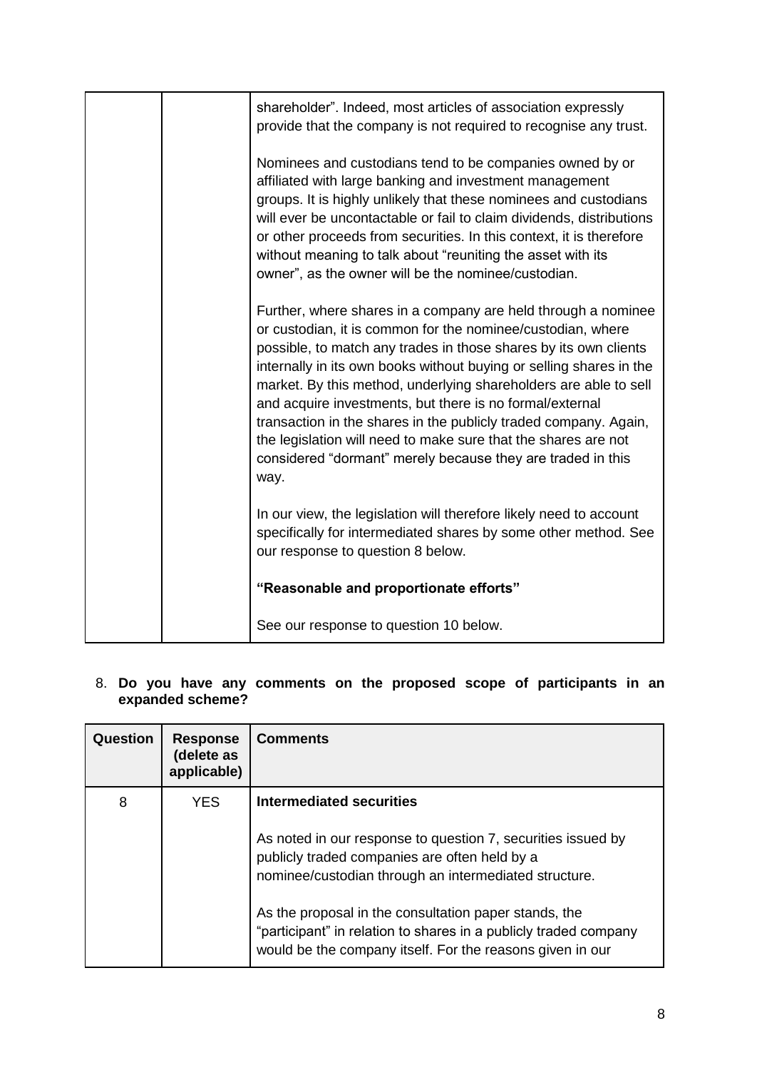| | | |
|---|---|---|
| | | shareholder". Indeed, most articles of association expressly provide that the company is not required to recognise any trust.<br><br>Nominees and custodians tend to be companies owned by or affiliated with large banking and investment management groups. It is highly unlikely that these nominees and custodians will ever be uncontactable or fail to claim dividends, distributions or other proceeds from securities. In this context, it is therefore without meaning to talk about "reuniting the asset with its owner", as the owner will be the nominee/custodian.<br><br>Further, where shares in a company are held through a nominee or custodian, it is common for the nominee/custodian, where possible, to match any trades in those shares by its own clients internally in its own books without buying or selling shares in the market. By this method, underlying shareholders are able to sell and acquire investments, but there is no formal/external transaction in the shares in the publicly traded company. Again, the legislation will need to make sure that the shares are not considered "dormant" merely because they are traded in this way.<br><br>In our view, the legislation will therefore likely need to account specifically for intermediated shares by some other method. See our response to question 8 below.<br><br>**"Reasonable and proportionate efforts"**<br><br>See our response to question 10 below. |

8. **Do you have any comments on the proposed scope of participants in an expanded scheme?**

| Question | Response (delete as applicable) | Comments |
|---|---|---|
| 8 | YES | **Intermediated securities**<br><br>As noted in our response to question 7, securities issued by publicly traded companies are often held by a nominee/custodian through an intermediated structure.<br><br>As the proposal in the consultation paper stands, the "participant" in relation to shares in a publicly traded company would be the company itself. For the reasons given in our |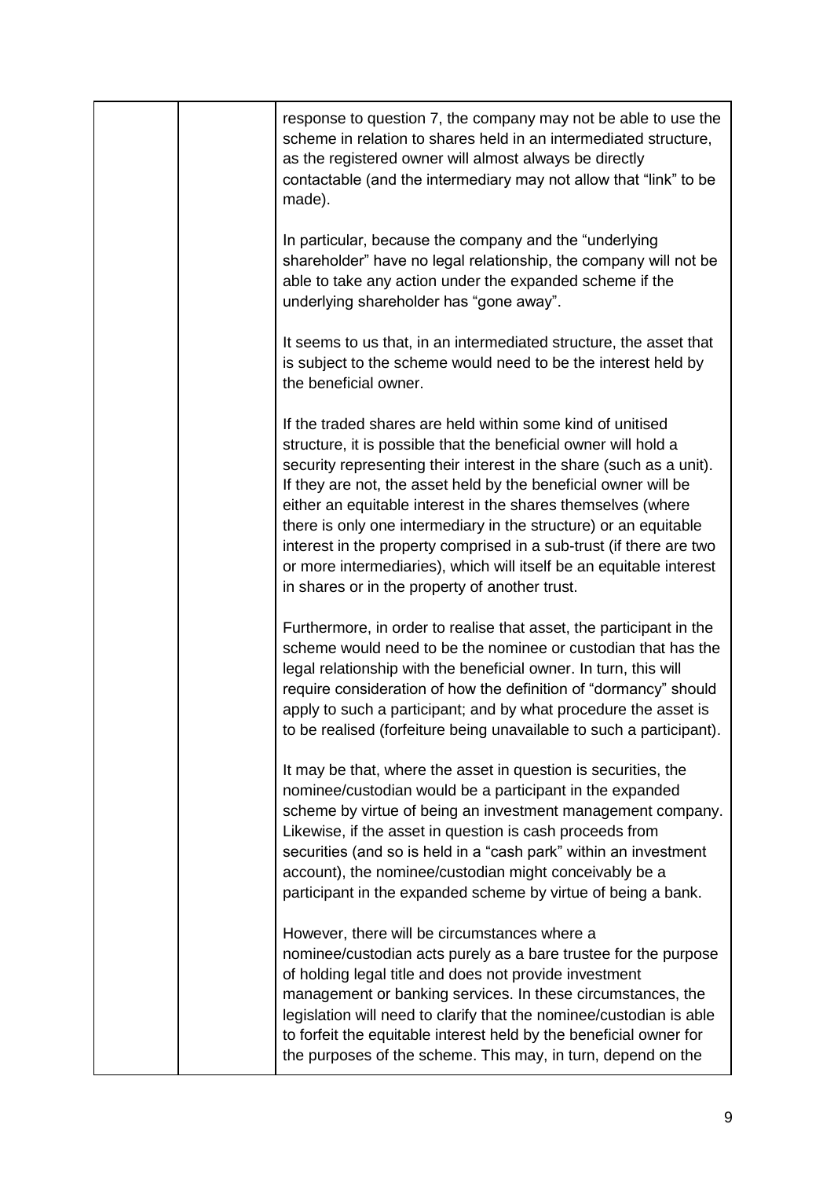| | | response to question 7, the company may not be able to use the scheme in relation to shares held in an intermediated structure, as the registered owner will almost always be directly contactable (and the intermediary may not allow that "link" to be made).<br><br>In particular, because the company and the "underlying shareholder" have no legal relationship, the company will not be able to take any action under the expanded scheme if the underlying shareholder has "gone away".<br><br>It seems to us that, in an intermediated structure, the asset that is subject to the scheme would need to be the interest held by the beneficial owner.<br><br>If the traded shares are held within some kind of unitised structure, it is possible that the beneficial owner will hold a security representing their interest in the share (such as a unit). If they are not, the asset held by the beneficial owner will be either an equitable interest in the shares themselves (where there is only one intermediary in the structure) or an equitable interest in the property comprised in a sub-trust (if there are two or more intermediaries), which will itself be an equitable interest in shares or in the property of another trust.<br><br>Furthermore, in order to realise that asset, the participant in the scheme would need to be the nominee or custodian that has the legal relationship with the beneficial owner. In turn, this will require consideration of how the definition of "dormancy" should apply to such a participant; and by what procedure the asset is to be realised (forfeiture being unavailable to such a participant).<br><br>It may be that, where the asset in question is securities, the nominee/custodian would be a participant in the expanded scheme by virtue of being an investment management company. Likewise, if the asset in question is cash proceeds from securities (and so is held in a "cash park" within an investment account), the nominee/custodian might conceivably be a participant in the expanded scheme by virtue of being a bank.<br><br>However, there will be circumstances where a nominee/custodian acts purely as a bare trustee for the purpose of holding legal title and does not provide investment management or banking services. In these circumstances, the legislation will need to clarify that the nominee/custodian is able to forfeit the equitable interest held by the beneficial owner for the purposes of the scheme. This may, in turn, depend on the |
|---|---|---|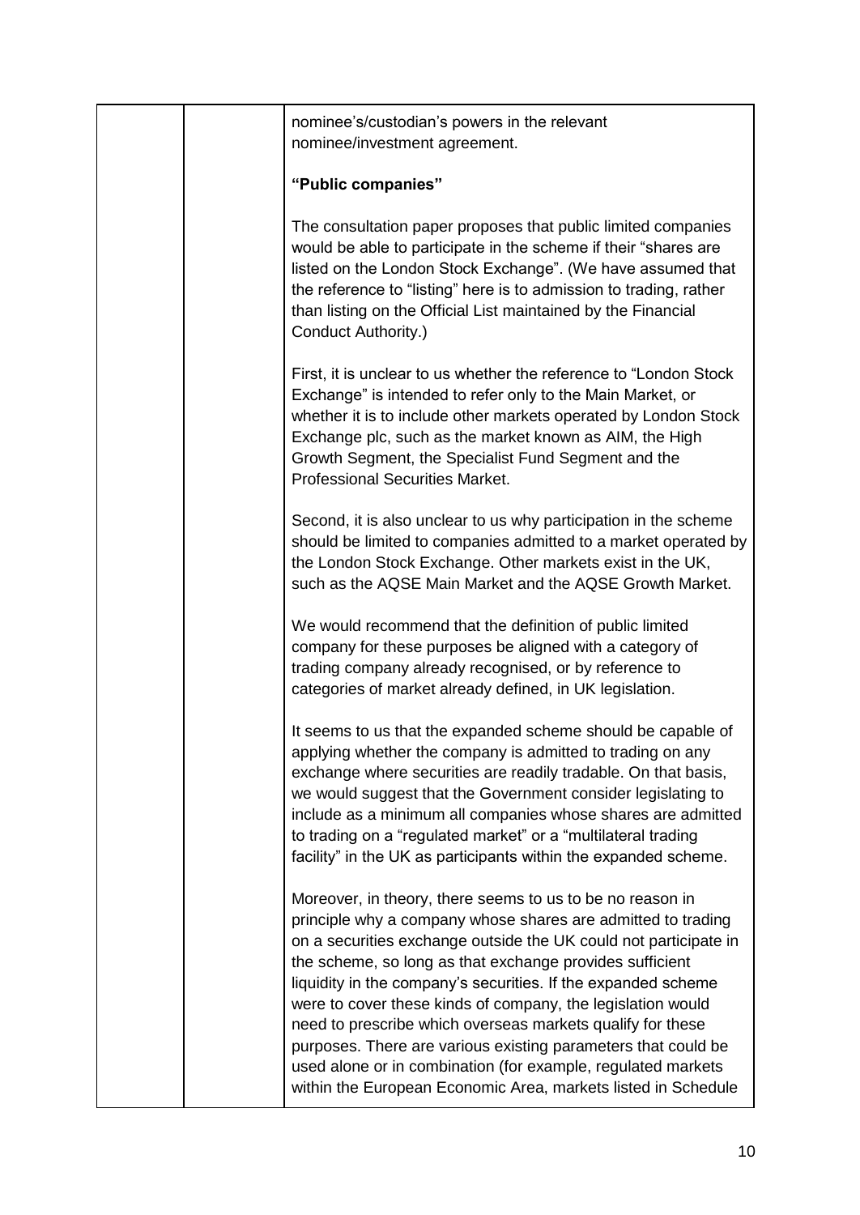nominee's/custodian's powers in the relevant nominee/investment agreement.

**"Public companies"**

The consultation paper proposes that public limited companies would be able to participate in the scheme if their "shares are listed on the London Stock Exchange". (We have assumed that the reference to "listing" here is to admission to trading, rather than listing on the Official List maintained by the Financial Conduct Authority.)

First, it is unclear to us whether the reference to "London Stock Exchange" is intended to refer only to the Main Market, or whether it is to include other markets operated by London Stock Exchange plc, such as the market known as AIM, the High Growth Segment, the Specialist Fund Segment and the Professional Securities Market.

Second, it is also unclear to us why participation in the scheme should be limited to companies admitted to a market operated by the London Stock Exchange. Other markets exist in the UK, such as the AQSE Main Market and the AQSE Growth Market.

We would recommend that the definition of public limited company for these purposes be aligned with a category of trading company already recognised, or by reference to categories of market already defined, in UK legislation.

It seems to us that the expanded scheme should be capable of applying whether the company is admitted to trading on any exchange where securities are readily tradable. On that basis, we would suggest that the Government consider legislating to include as a minimum all companies whose shares are admitted to trading on a "regulated market" or a "multilateral trading facility" in the UK as participants within the expanded scheme.

Moreover, in theory, there seems to us to be no reason in principle why a company whose shares are admitted to trading on a securities exchange outside the UK could not participate in the scheme, so long as that exchange provides sufficient liquidity in the company's securities. If the expanded scheme were to cover these kinds of company, the legislation would need to prescribe which overseas markets qualify for these purposes. There are various existing parameters that could be used alone or in combination (for example, regulated markets within the European Economic Area, markets listed in Schedule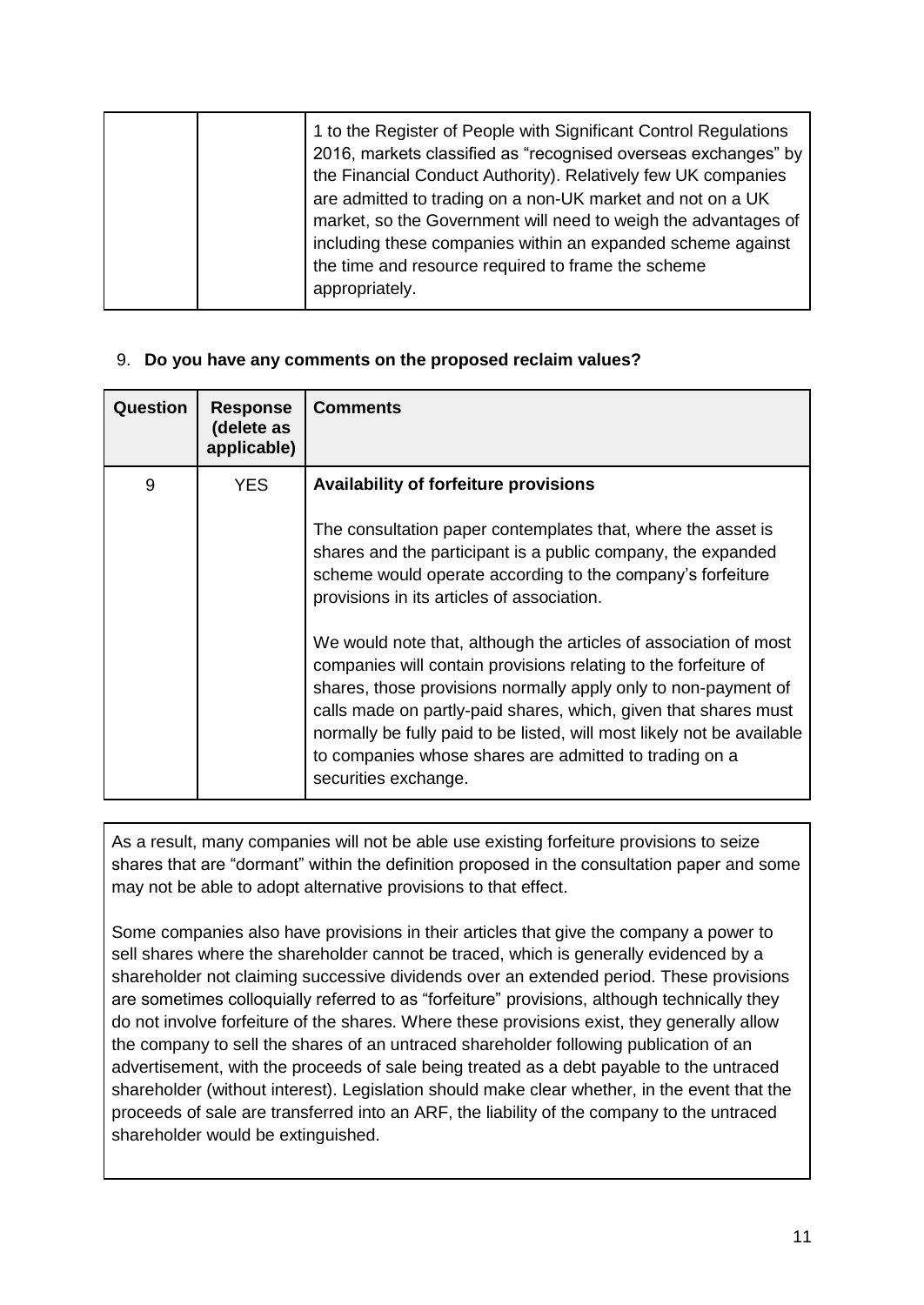| | | 1 to the Register of People with Significant Control Regulations 2016, markets classified as "recognised overseas exchanges" by the Financial Conduct Authority). Relatively few UK companies are admitted to trading on a non-UK market and not on a UK market, so the Government will need to weigh the advantages of including these companies within an expanded scheme against the time and resource required to frame the scheme appropriately. |
|---|---|---|

9. **Do you have any comments on the proposed reclaim values?**

| Question | Response (delete as applicable) | Comments |
|---|---|---|
| 9 | YES | **Availability of forfeiture provisions**<br><br>The consultation paper contemplates that, where the asset is shares and the participant is a public company, the expanded scheme would operate according to the company's forfeiture provisions in its articles of association.<br><br>We would note that, although the articles of association of most companies will contain provisions relating to the forfeiture of shares, those provisions normally apply only to non-payment of calls made on partly-paid shares, which, given that shares must normally be fully paid to be listed, will most likely not be available to companies whose shares are admitted to trading on a securities exchange. |

As a result, many companies will not be able use existing forfeiture provisions to seize shares that are "dormant" within the definition proposed in the consultation paper and some may not be able to adopt alternative provisions to that effect.

Some companies also have provisions in their articles that give the company a power to sell shares where the shareholder cannot be traced, which is generally evidenced by a shareholder not claiming successive dividends over an extended period. These provisions are sometimes colloquially referred to as "forfeiture" provisions, although technically they do not involve forfeiture of the shares. Where these provisions exist, they generally allow the company to sell the shares of an untraced shareholder following publication of an advertisement, with the proceeds of sale being treated as a debt payable to the untraced shareholder (without interest). Legislation should make clear whether, in the event that the proceeds of sale are transferred into an ARF, the liability of the company to the untraced shareholder would be extinguished.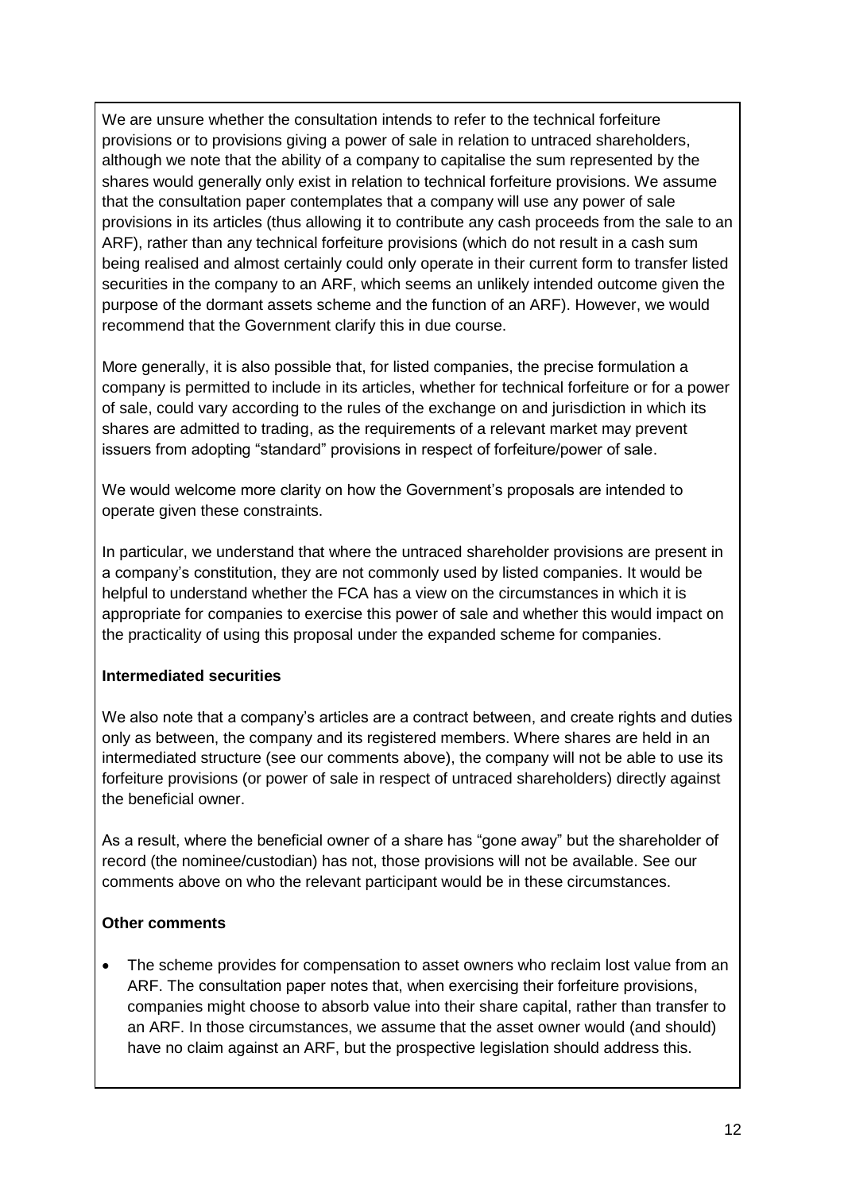We are unsure whether the consultation intends to refer to the technical forfeiture provisions or to provisions giving a power of sale in relation to untraced shareholders, although we note that the ability of a company to capitalise the sum represented by the shares would generally only exist in relation to technical forfeiture provisions. We assume that the consultation paper contemplates that a company will use any power of sale provisions in its articles (thus allowing it to contribute any cash proceeds from the sale to an ARF), rather than any technical forfeiture provisions (which do not result in a cash sum being realised and almost certainly could only operate in their current form to transfer listed securities in the company to an ARF, which seems an unlikely intended outcome given the purpose of the dormant assets scheme and the function of an ARF). However, we would recommend that the Government clarify this in due course.

More generally, it is also possible that, for listed companies, the precise formulation a company is permitted to include in its articles, whether for technical forfeiture or for a power of sale, could vary according to the rules of the exchange on and jurisdiction in which its shares are admitted to trading, as the requirements of a relevant market may prevent issuers from adopting "standard" provisions in respect of forfeiture/power of sale.

We would welcome more clarity on how the Government's proposals are intended to operate given these constraints.

In particular, we understand that where the untraced shareholder provisions are present in a company's constitution, they are not commonly used by listed companies. It would be helpful to understand whether the FCA has a view on the circumstances in which it is appropriate for companies to exercise this power of sale and whether this would impact on the practicality of using this proposal under the expanded scheme for companies.

**Intermediated securities**

We also note that a company's articles are a contract between, and create rights and duties only as between, the company and its registered members. Where shares are held in an intermediated structure (see our comments above), the company will not be able to use its forfeiture provisions (or power of sale in respect of untraced shareholders) directly against the beneficial owner.

As a result, where the beneficial owner of a share has "gone away" but the shareholder of record (the nominee/custodian) has not, those provisions will not be available. See our comments above on who the relevant participant would be in these circumstances.

**Other comments**

- The scheme provides for compensation to asset owners who reclaim lost value from an ARF. The consultation paper notes that, when exercising their forfeiture provisions, companies might choose to absorb value into their share capital, rather than transfer to an ARF. In those circumstances, we assume that the asset owner would (and should) have no claim against an ARF, but the prospective legislation should address this.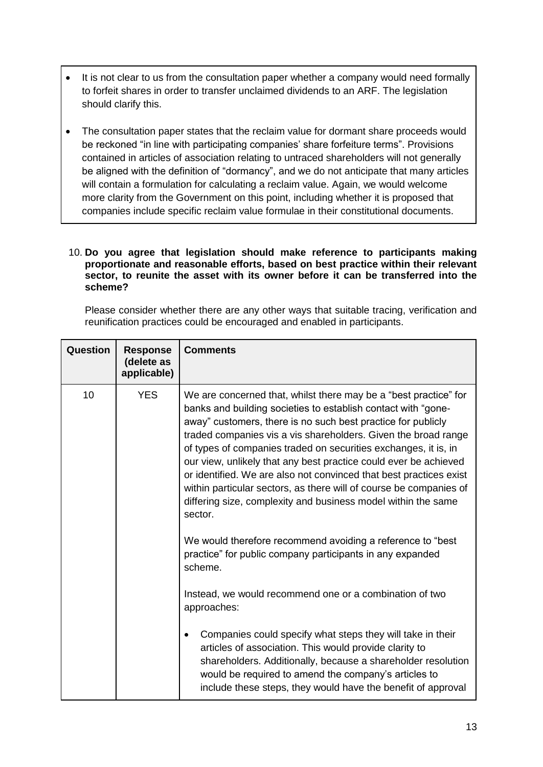- It is not clear to us from the consultation paper whether a company would need formally to forfeit shares in order to transfer unclaimed dividends to an ARF. The legislation should clarify this.
- The consultation paper states that the reclaim value for dormant share proceeds would be reckoned "in line with participating companies' share forfeiture terms". Provisions contained in articles of association relating to untraced shareholders will not generally be aligned with the definition of "dormancy", and we do not anticipate that many articles will contain a formulation for calculating a reclaim value. Again, we would welcome more clarity from the Government on this point, including whether it is proposed that companies include specific reclaim value formulae in their constitutional documents.

10. **Do you agree that legislation should make reference to participants making proportionate and reasonable efforts, based on best practice within their relevant sector, to reunite the asset with its owner before it can be transferred into the scheme?**

    Please consider whether there are any other ways that suitable tracing, verification and reunification practices could be encouraged and enabled in participants.

| Question | Response (delete as applicable) | Comments |
| --- | --- | --- |
| 10 | YES | We are concerned that, whilst there may be a "best practice" for banks and building societies to establish contact with "gone-away" customers, there is no such best practice for publicly traded companies vis a vis shareholders. Given the broad range of types of companies traded on securities exchanges, it is, in our view, unlikely that any best practice could ever be achieved or identified. We are also not convinced that best practices exist within particular sectors, as there will of course be companies of differing size, complexity and business model within the same sector.<br><br>We would therefore recommend avoiding a reference to "best practice" for public company participants in any expanded scheme.<br><br>Instead, we would recommend one or a combination of two approaches:<br><br>• Companies could specify what steps they will take in their articles of association. This would provide clarity to shareholders. Additionally, because a shareholder resolution would be required to amend the company's articles to include these steps, they would have the benefit of approval |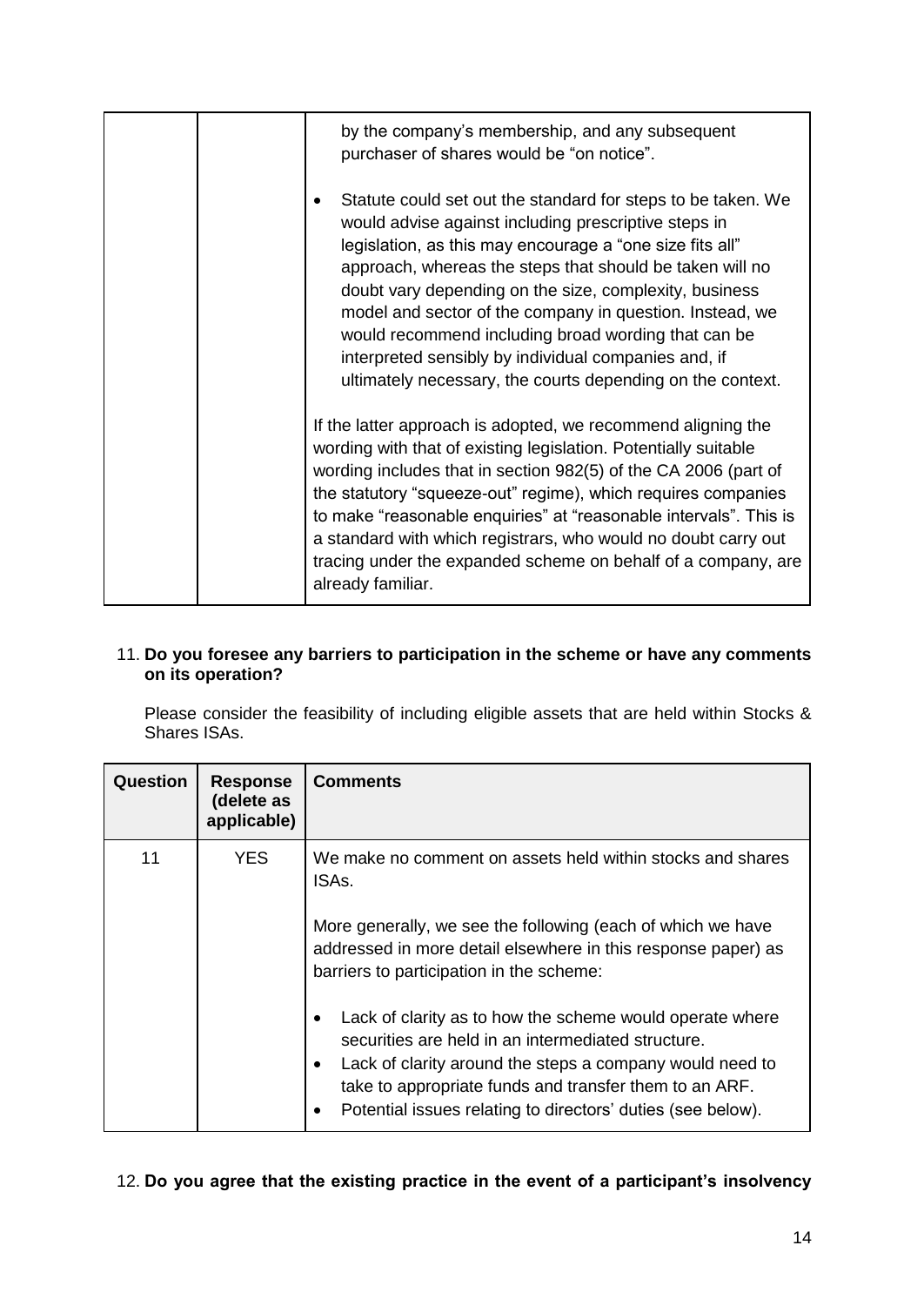| | | by the company's membership, and any subsequent purchaser of shares would be "on notice".<br><br>• Statute could set out the standard for steps to be taken. We would advise against including prescriptive steps in legislation, as this may encourage a "one size fits all" approach, whereas the steps that should be taken will no doubt vary depending on the size, complexity, business model and sector of the company in question. Instead, we would recommend including broad wording that can be interpreted sensibly by individual companies and, if ultimately necessary, the courts depending on the context.<br><br>If the latter approach is adopted, we recommend aligning the wording with that of existing legislation. Potentially suitable wording includes that in section 982(5) of the CA 2006 (part of the statutory "squeeze-out" regime), which requires companies to make "reasonable enquiries" at "reasonable intervals". This is a standard with which registrars, who would no doubt carry out tracing under the expanded scheme on behalf of a company, are already familiar. |
|---|---|---|

11. **Do you foresee any barriers to participation in the scheme or have any comments on its operation?**

    Please consider the feasibility of including eligible assets that are held within Stocks & Shares ISAs.

| Question | Response (delete as applicable) | Comments |
|---|---|---|
| 11 | YES | We make no comment on assets held within stocks and shares ISAs.<br><br>More generally, we see the following (each of which we have addressed in more detail elsewhere in this response paper) as barriers to participation in the scheme:<br><br>• Lack of clarity as to how the scheme would operate where securities are held in an intermediated structure.<br>• Lack of clarity around the steps a company would need to take to appropriate funds and transfer them to an ARF.<br>• Potential issues relating to directors' duties (see below). |

12. **Do you agree that the existing practice in the event of a participant's insolvency**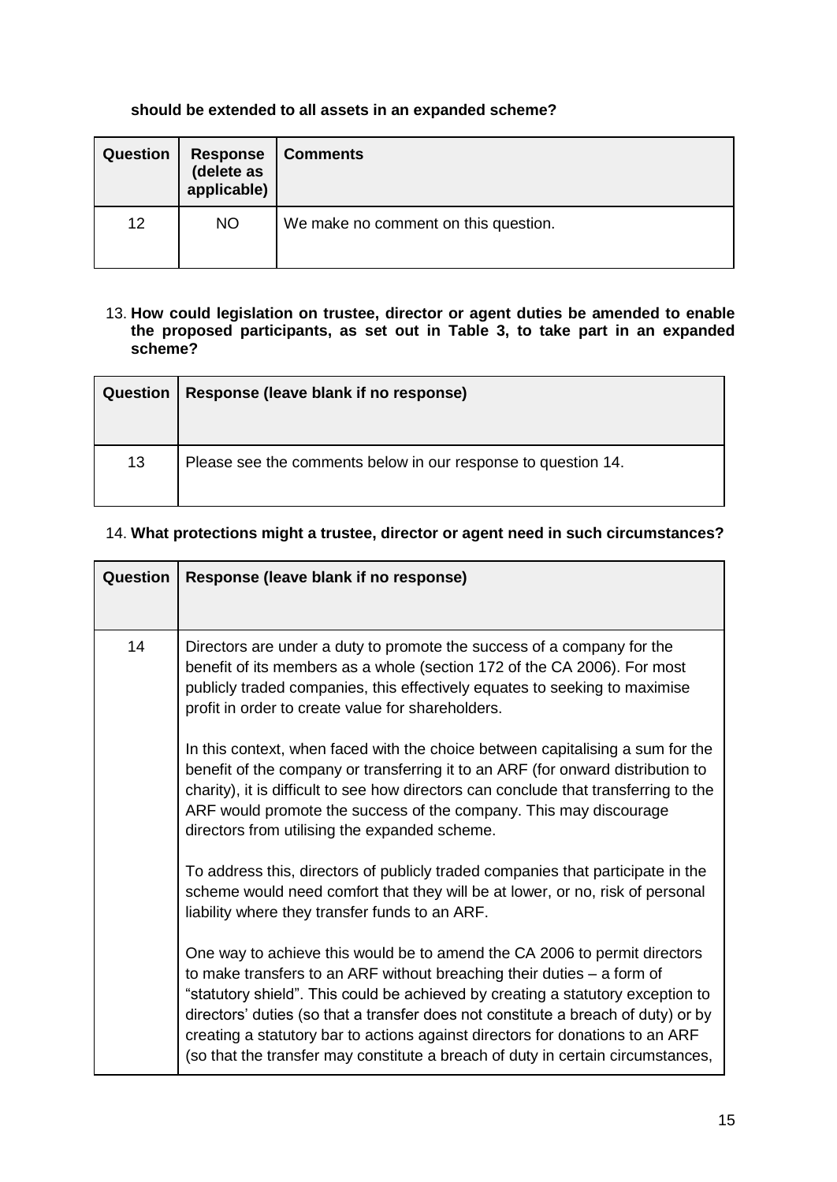**should be extended to all assets in an expanded scheme?**

| Question | Response (delete as applicable) | Comments |
|---|---|---|
| 12 | NO | We make no comment on this question. |

13. **How could legislation on trustee, director or agent duties be amended to enable the proposed participants, as set out in Table 3, to take part in an expanded scheme?**

| Question | Response (leave blank if no response) |
|---|---|
| 13 | Please see the comments below in our response to question 14. |

14. **What protections might a trustee, director or agent need in such circumstances?**

| Question | Response (leave blank if no response) |
|---|---|
| 14 | Directors are under a duty to promote the success of a company for the benefit of its members as a whole (section 172 of the CA 2006). For most publicly traded companies, this effectively equates to seeking to maximise profit in order to create value for shareholders.<br><br>In this context, when faced with the choice between capitalising a sum for the benefit of the company or transferring it to an ARF (for onward distribution to charity), it is difficult to see how directors can conclude that transferring to the ARF would promote the success of the company. This may discourage directors from utilising the expanded scheme.<br><br>To address this, directors of publicly traded companies that participate in the scheme would need comfort that they will be at lower, or no, risk of personal liability where they transfer funds to an ARF.<br><br>One way to achieve this would be to amend the CA 2006 to permit directors to make transfers to an ARF without breaching their duties – a form of "statutory shield". This could be achieved by creating a statutory exception to directors' duties (so that a transfer does not constitute a breach of duty) or by creating a statutory bar to actions against directors for donations to an ARF (so that the transfer may constitute a breach of duty in certain circumstances, |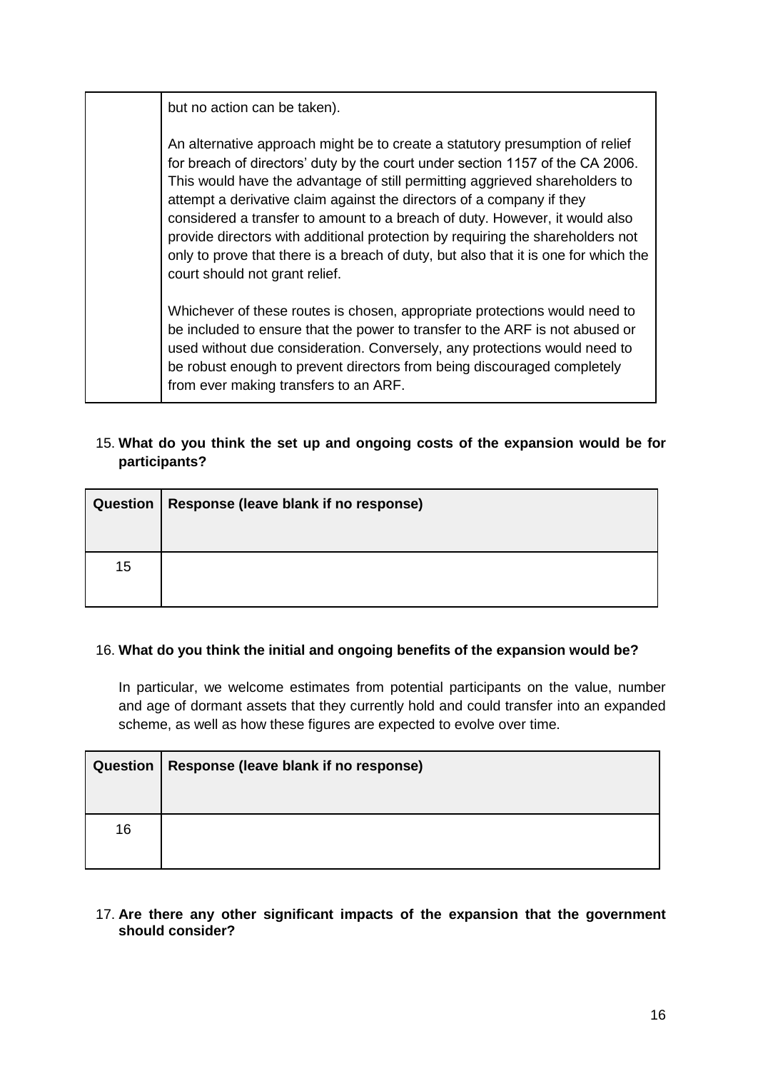| | |
|---|---|
| | but no action can be taken).<br><br>An alternative approach might be to create a statutory presumption of relief for breach of directors' duty by the court under section 1157 of the CA 2006. This would have the advantage of still permitting aggrieved shareholders to attempt a derivative claim against the directors of a company if they considered a transfer to amount to a breach of duty. However, it would also provide directors with additional protection by requiring the shareholders not only to prove that there is a breach of duty, but also that it is one for which the court should not grant relief.<br><br>Whichever of these routes is chosen, appropriate protections would need to be included to ensure that the power to transfer to the ARF is not abused or used without due consideration. Conversely, any protections would need to be robust enough to prevent directors from being discouraged completely from ever making transfers to an ARF. |

15. **What do you think the set up and ongoing costs of the expansion would be for participants?**

| Question | Response (leave blank if no response) |
|---|---|
| 15 | |

16. **What do you think the initial and ongoing benefits of the expansion would be?**

    In particular, we welcome estimates from potential participants on the value, number and age of dormant assets that they currently hold and could transfer into an expanded scheme, as well as how these figures are expected to evolve over time.

| Question | Response (leave blank if no response) |
|---|---|
| 16 | |

17. **Are there any other significant impacts of the expansion that the government should consider?**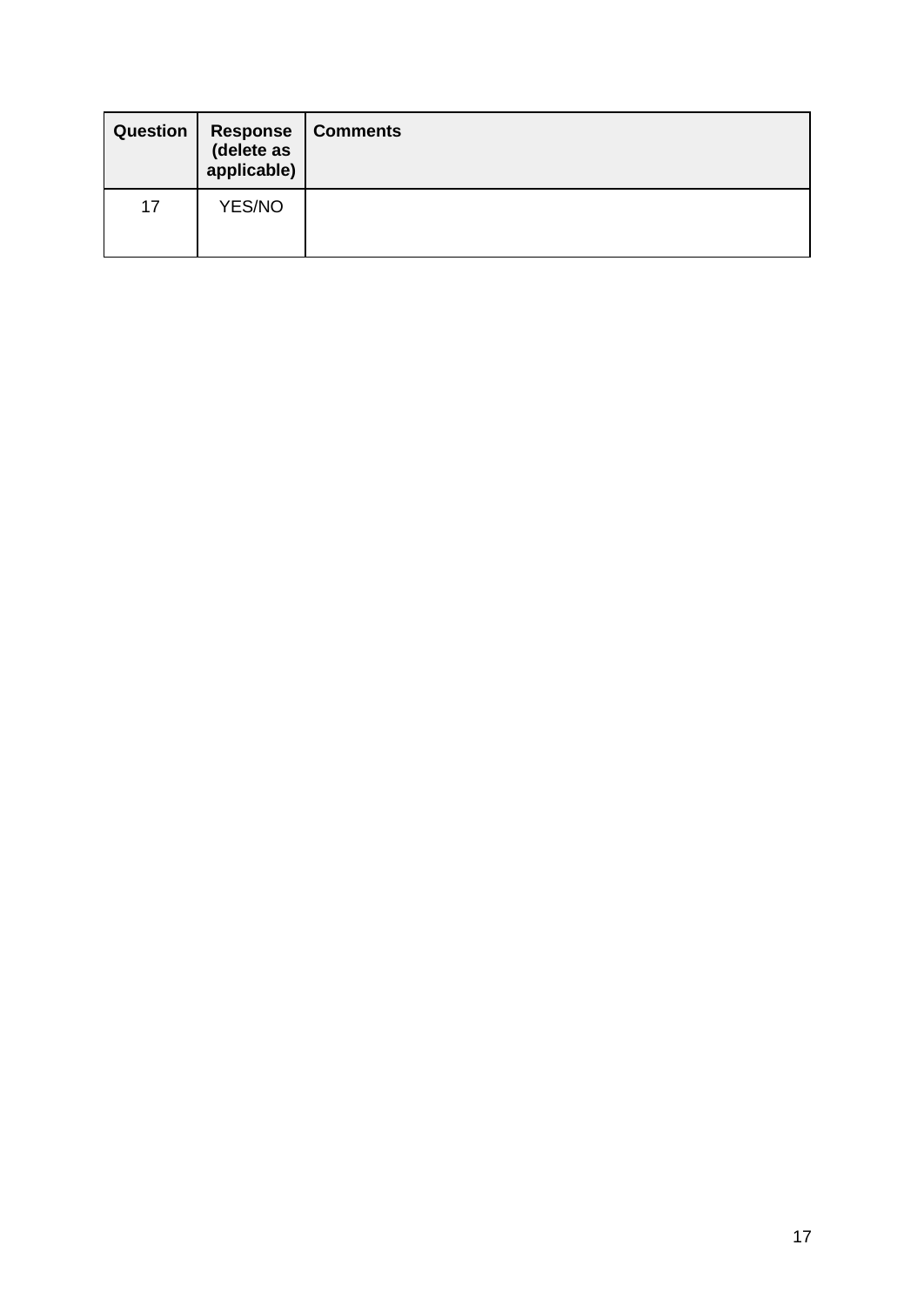| Question | Response (delete as applicable) | Comments |
|---|---|---|
| 17 | YES/NO | |